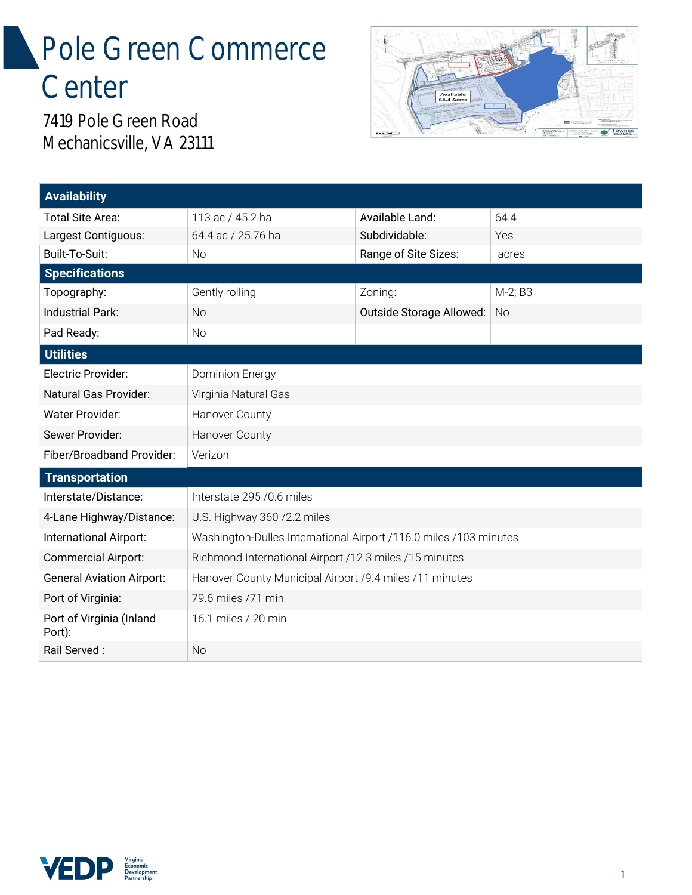# Pole Green Commerce Center

7419 Pole Green Road
Mechanicsville, VA 23111

| Availability | | | |
|---|---|---|---|
| Total Site Area: | 113 ac / 45.2 ha | Available Land: | 64.4 |
| Largest Contiguous: | 64.4 ac / 25.76 ha | Subdividable: | Yes |
| Built-To-Suit: | No | Range of Site Sizes: | acres |
| **Specifications** | | | |
| Topography: | Gently rolling | Zoning: | M-2; B3 |
| Industrial Park: | No | Outside Storage Allowed: | No |
| Pad Ready: | No | | |

| Utilities | |
|---|---|
| Electric Provider: | Dominion Energy |
| Natural Gas Provider: | Virginia Natural Gas |
| Water Provider: | Hanover County |
| Sewer Provider: | Hanover County |
| Fiber/Broadband Provider: | Verizon |
| **Transportation** | |
| Interstate/Distance: | Interstate 295 /0.6 miles |
| 4-Lane Highway/Distance: | U.S. Highway 360 /2.2 miles |
| International Airport: | Washington-Dulles International Airport /116.0 miles /103 minutes |
| Commercial Airport: | Richmond International Airport /12.3 miles /15 minutes |
| General Aviation Airport: | Hanover County Municipal Airport /9.4 miles /11 minutes |
| Port of Virginia: | 79.6 miles /71 min |
| Port of Virginia (Inland Port): | 16.1 miles / 20 min |
| Rail Served : | No |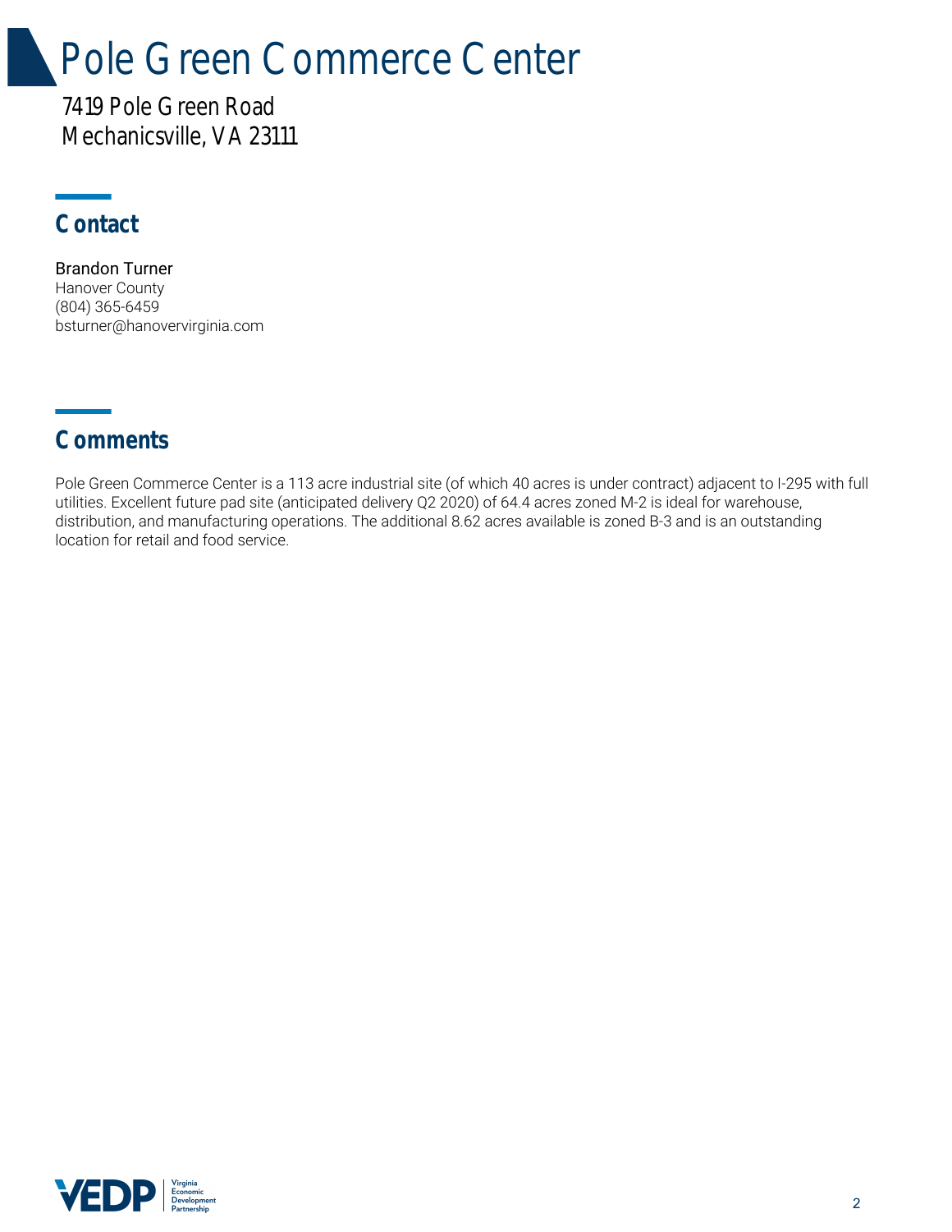# Pole Green Commerce Center

7419 Pole Green Road
Mechanicsville, VA 23111

## Contact

Brandon Turner
Hanover County
(804) 365-6459
bsturner@hanovervirginia.com

## Comments

Pole Green Commerce Center is a 113 acre industrial site (of which 40 acres is under contract) adjacent to I-295 with full utilities. Excellent future pad site (anticipated delivery Q2 2020) of 64.4 acres zoned M-2 is ideal for warehouse, distribution, and manufacturing operations. The additional 8.62 acres available is zoned B-3 and is an outstanding location for retail and food service.